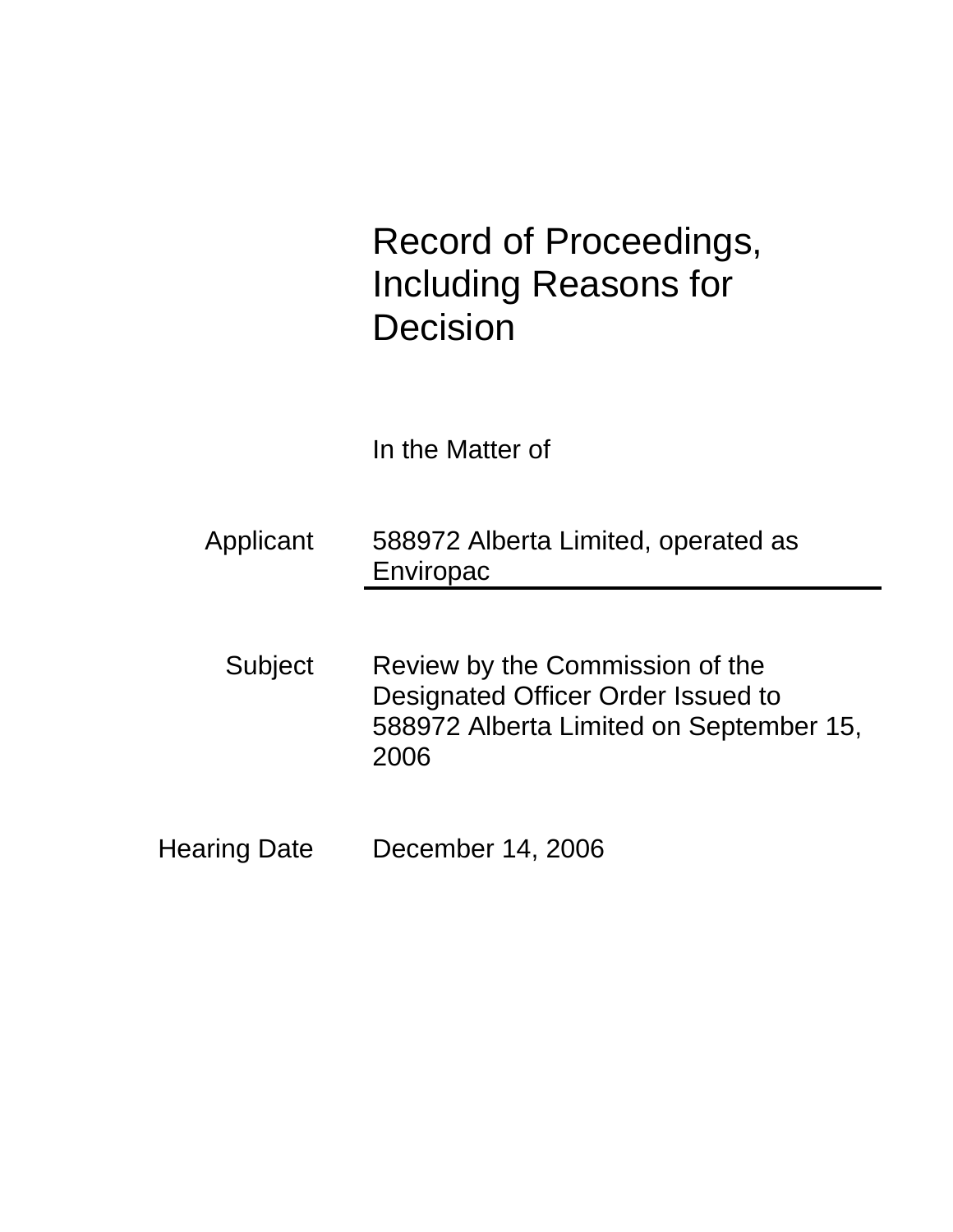# Record of Proceedings, Including Reasons for Decision

In the Matter of

| | |
|---|---|
| Applicant | 588972 Alberta Limited, operated as Enviropac |
| Subject | Review by the Commission of the Designated Officer Order Issued to 588972 Alberta Limited on September 15, 2006 |
| Hearing Date | December 14, 2006 |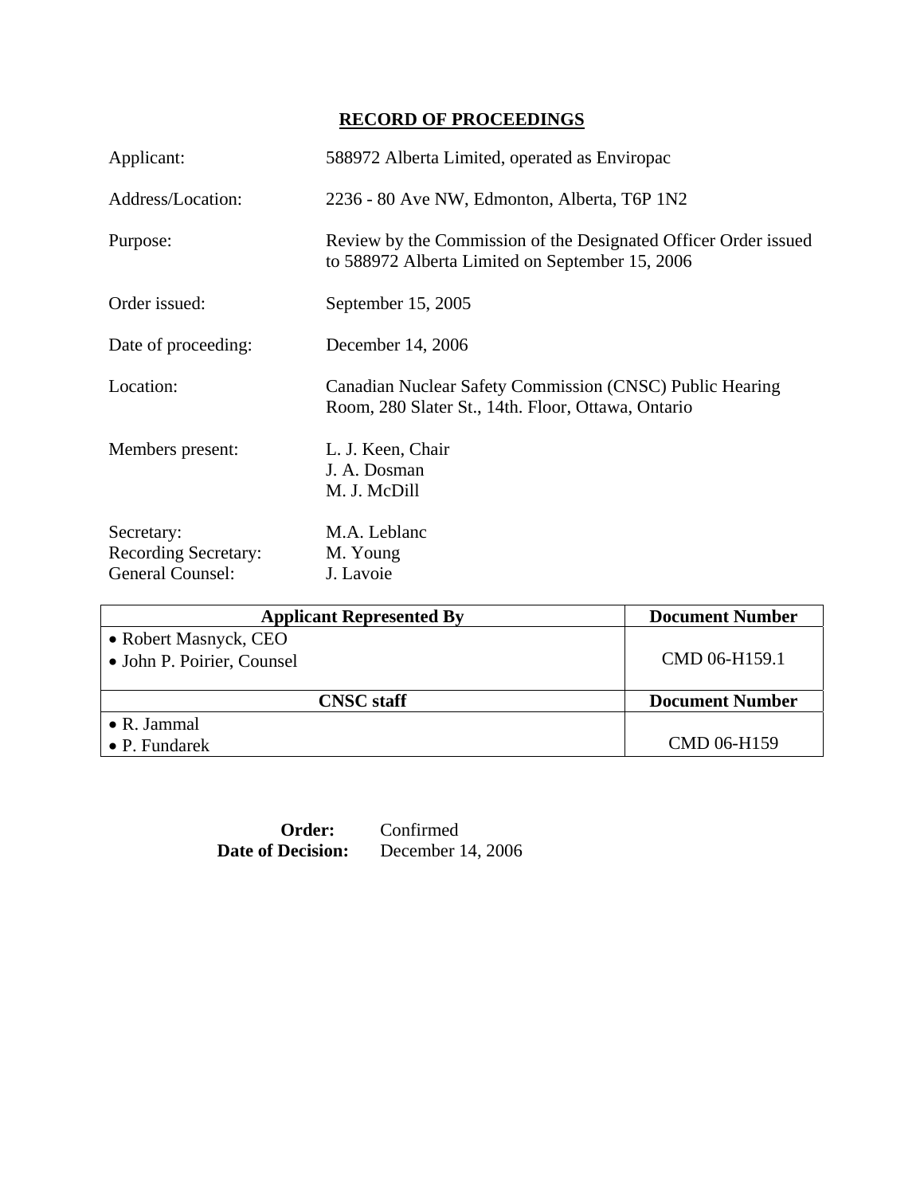# RECORD OF PROCEEDINGS

| | |
|---|---|
| Applicant: | 588972 Alberta Limited, operated as Enviropac |
| Address/Location: | 2236 - 80 Ave NW, Edmonton, Alberta, T6P 1N2 |
| Purpose: | Review by the Commission of the Designated Officer Order issued to 588972 Alberta Limited on September 15, 2006 |
| Order issued: | September 15, 2005 |
| Date of proceeding: | December 14, 2006 |
| Location: | Canadian Nuclear Safety Commission (CNSC) Public Hearing Room, 280 Slater St., 14th. Floor, Ottawa, Ontario |
| Members present: | L. J. Keen, Chair<br>J. A. Dosman<br>M. J. McDill |
| Secretary: | M.A. Leblanc |
| Recording Secretary: | M. Young |
| General Counsel: | J. Lavoie |

| Applicant Represented By | Document Number |
|---|---|
| • Robert Masnyck, CEO<br>• John P. Poirier, Counsel | CMD 06-H159.1 |
| **CNSC staff** | **Document Number** |
| • R. Jammal<br>• P. Fundarek | CMD 06-H159 |

**Order:** Confirmed
**Date of Decision:** December 14, 2006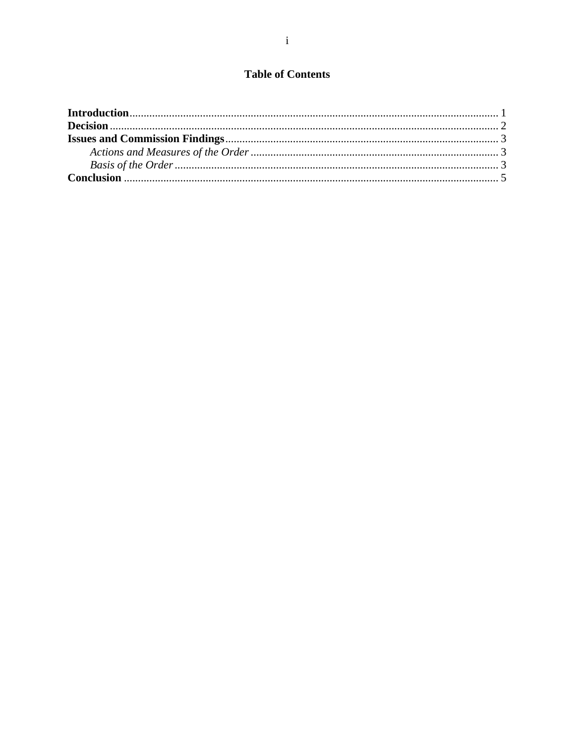# Table of Contents

**Introduction** .......... 1
**Decision** .......... 2
**Issues and Commission Findings** .......... 3
- *Actions and Measures of the Order* .......... 3
- *Basis of the Order* .......... 3

**Conclusion** .......... 5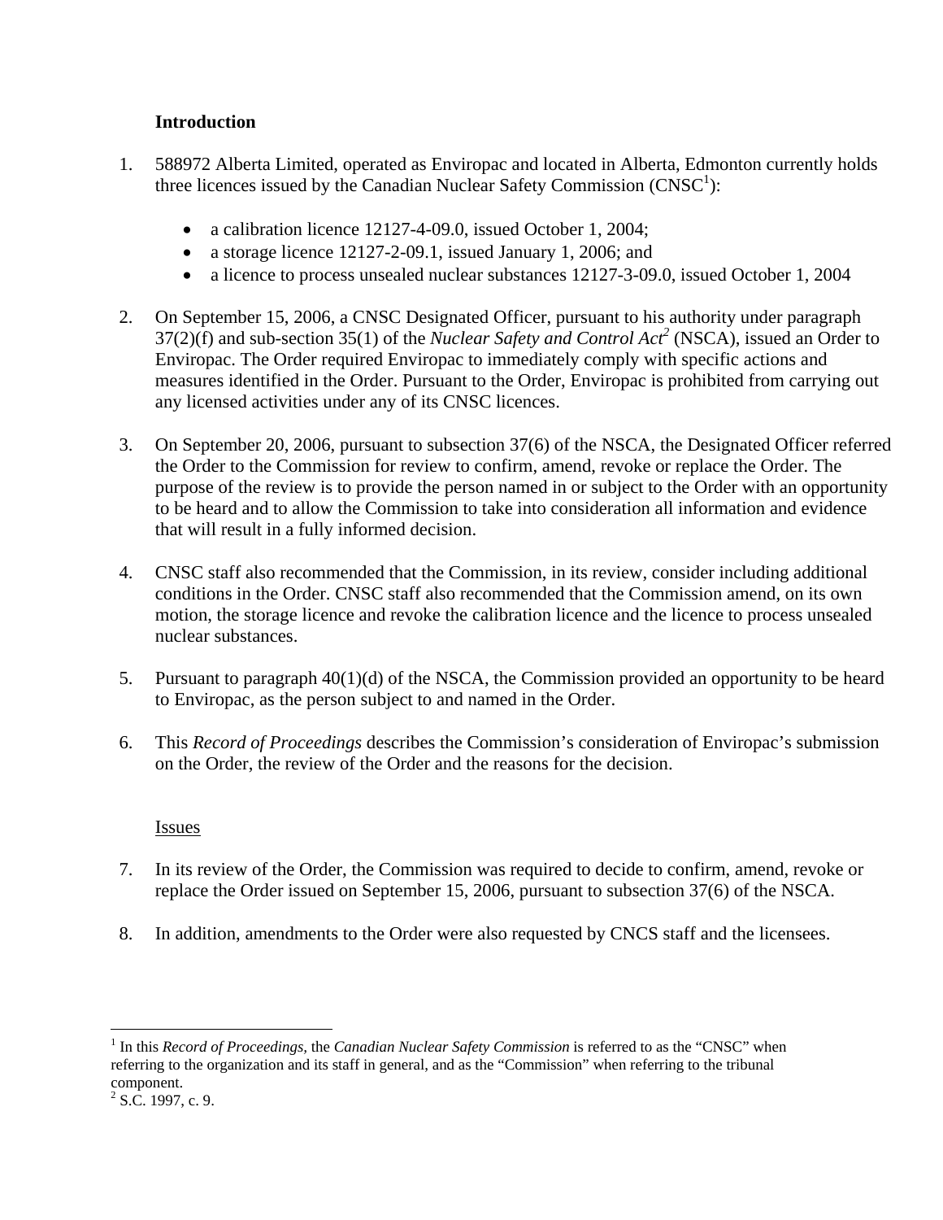**Introduction**

1. 588972 Alberta Limited, operated as Enviropac and located in Alberta, Edmonton currently holds three licences issued by the Canadian Nuclear Safety Commission (CNSC[1]):

   - a calibration licence 12127-4-09.0, issued October 1, 2004;
   - a storage licence 12127-2-09.1, issued January 1, 2006; and
   - a licence to process unsealed nuclear substances 12127-3-09.0, issued October 1, 2004

2. On September 15, 2006, a CNSC Designated Officer, pursuant to his authority under paragraph 37(2)(f) and sub-section 35(1) of the *Nuclear Safety and Control Act*[2] (NSCA), issued an Order to Enviropac. The Order required Enviropac to immediately comply with specific actions and measures identified in the Order. Pursuant to the Order, Enviropac is prohibited from carrying out any licensed activities under any of its CNSC licences.

3. On September 20, 2006, pursuant to subsection 37(6) of the NSCA, the Designated Officer referred the Order to the Commission for review to confirm, amend, revoke or replace the Order. The purpose of the review is to provide the person named in or subject to the Order with an opportunity to be heard and to allow the Commission to take into consideration all information and evidence that will result in a fully informed decision.

4. CNSC staff also recommended that the Commission, in its review, consider including additional conditions in the Order. CNSC staff also recommended that the Commission amend, on its own motion, the storage licence and revoke the calibration licence and the licence to process unsealed nuclear substances.

5. Pursuant to paragraph 40(1)(d) of the NSCA, the Commission provided an opportunity to be heard to Enviropac, as the person subject to and named in the Order.

6. This *Record of Proceedings* describes the Commission's consideration of Enviropac's submission on the Order, the review of the Order and the reasons for the decision.

Issues

7. In its review of the Order, the Commission was required to decide to confirm, amend, revoke or replace the Order issued on September 15, 2006, pursuant to subsection 37(6) of the NSCA.

8. In addition, amendments to the Order were also requested by CNCS staff and the licensees.

---

[1] In this *Record of Proceedings,* the *Canadian Nuclear Safety Commission* is referred to as the "CNSC" when referring to the organization and its staff in general, and as the "Commission" when referring to the tribunal component.

[2] S.C. 1997, c. 9.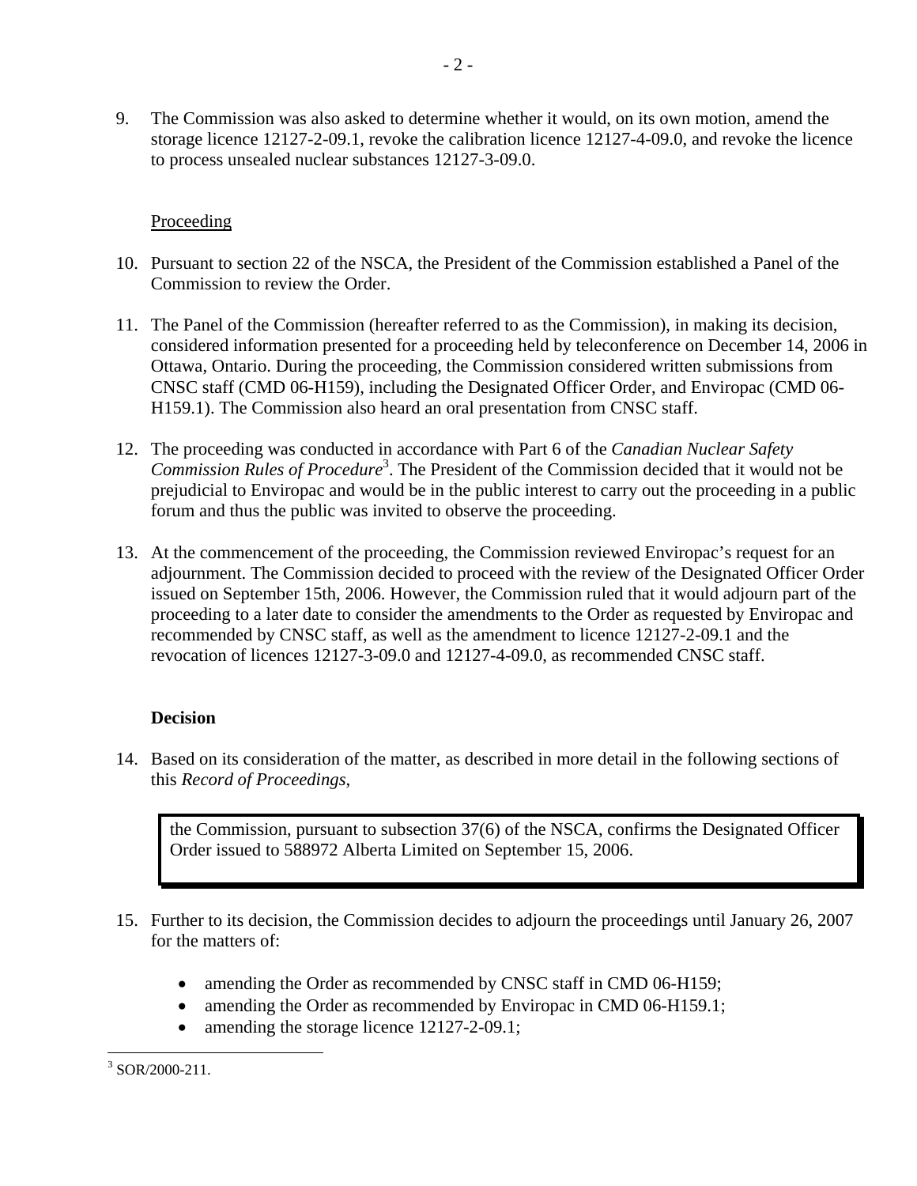9. The Commission was also asked to determine whether it would, on its own motion, amend the storage licence 12127-2-09.1, revoke the calibration licence 12127-4-09.0, and revoke the licence to process unsealed nuclear substances 12127-3-09.0.

Proceeding

10. Pursuant to section 22 of the NSCA, the President of the Commission established a Panel of the Commission to review the Order.

11. The Panel of the Commission (hereafter referred to as the Commission), in making its decision, considered information presented for a proceeding held by teleconference on December 14, 2006 in Ottawa, Ontario. During the proceeding, the Commission considered written submissions from CNSC staff (CMD 06-H159), including the Designated Officer Order, and Enviropac (CMD 06-H159.1). The Commission also heard an oral presentation from CNSC staff.

12. The proceeding was conducted in accordance with Part 6 of the *Canadian Nuclear Safety Commission Rules of Procedure*[3]. The President of the Commission decided that it would not be prejudicial to Enviropac and would be in the public interest to carry out the proceeding in a public forum and thus the public was invited to observe the proceeding.

13. At the commencement of the proceeding, the Commission reviewed Enviropac's request for an adjournment. The Commission decided to proceed with the review of the Designated Officer Order issued on September 15th, 2006. However, the Commission ruled that it would adjourn part of the proceeding to a later date to consider the amendments to the Order as requested by Enviropac and recommended by CNSC staff, as well as the amendment to licence 12127-2-09.1 and the revocation of licences 12127-3-09.0 and 12127-4-09.0, as recommended CNSC staff.

**Decision**

14. Based on its consideration of the matter, as described in more detail in the following sections of this *Record of Proceedings*,

> the Commission, pursuant to subsection 37(6) of the NSCA, confirms the Designated Officer Order issued to 588972 Alberta Limited on September 15, 2006.

15. Further to its decision, the Commission decides to adjourn the proceedings until January 26, 2007 for the matters of:

- amending the Order as recommended by CNSC staff in CMD 06-H159;
- amending the Order as recommended by Enviropac in CMD 06-H159.1;
- amending the storage licence 12127-2-09.1;

[3] SOR/2000-211.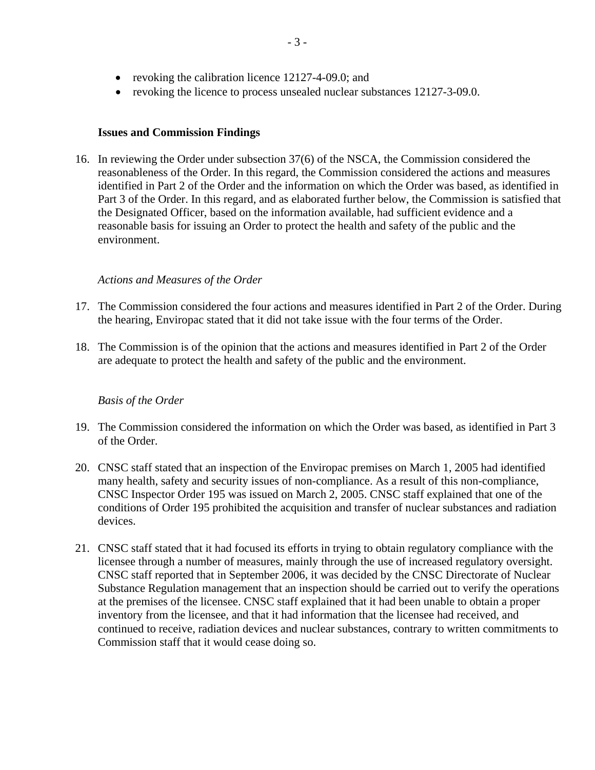- revoking the calibration licence 12127-4-09.0; and
- revoking the licence to process unsealed nuclear substances 12127-3-09.0.

**Issues and Commission Findings**

16. In reviewing the Order under subsection 37(6) of the NSCA, the Commission considered the reasonableness of the Order. In this regard, the Commission considered the actions and measures identified in Part 2 of the Order and the information on which the Order was based, as identified in Part 3 of the Order. In this regard, and as elaborated further below, the Commission is satisfied that the Designated Officer, based on the information available, had sufficient evidence and a reasonable basis for issuing an Order to protect the health and safety of the public and the environment.

*Actions and Measures of the Order*

17. The Commission considered the four actions and measures identified in Part 2 of the Order. During the hearing, Enviropac stated that it did not take issue with the four terms of the Order.

18. The Commission is of the opinion that the actions and measures identified in Part 2 of the Order are adequate to protect the health and safety of the public and the environment.

*Basis of the Order*

19. The Commission considered the information on which the Order was based, as identified in Part 3 of the Order.

20. CNSC staff stated that an inspection of the Enviropac premises on March 1, 2005 had identified many health, safety and security issues of non-compliance. As a result of this non-compliance, CNSC Inspector Order 195 was issued on March 2, 2005. CNSC staff explained that one of the conditions of Order 195 prohibited the acquisition and transfer of nuclear substances and radiation devices.

21. CNSC staff stated that it had focused its efforts in trying to obtain regulatory compliance with the licensee through a number of measures, mainly through the use of increased regulatory oversight. CNSC staff reported that in September 2006, it was decided by the CNSC Directorate of Nuclear Substance Regulation management that an inspection should be carried out to verify the operations at the premises of the licensee. CNSC staff explained that it had been unable to obtain a proper inventory from the licensee, and that it had information that the licensee had received, and continued to receive, radiation devices and nuclear substances, contrary to written commitments to Commission staff that it would cease doing so.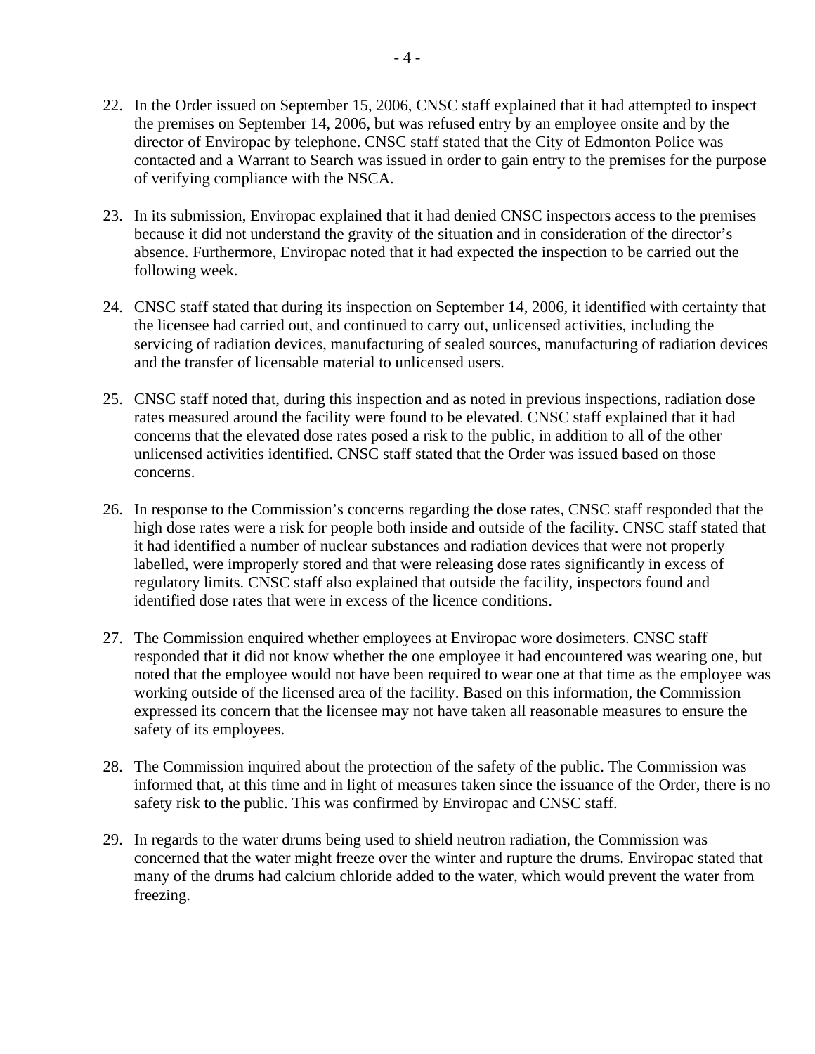22. In the Order issued on September 15, 2006, CNSC staff explained that it had attempted to inspect the premises on September 14, 2006, but was refused entry by an employee onsite and by the director of Enviropac by telephone. CNSC staff stated that the City of Edmonton Police was contacted and a Warrant to Search was issued in order to gain entry to the premises for the purpose of verifying compliance with the NSCA.

23. In its submission, Enviropac explained that it had denied CNSC inspectors access to the premises because it did not understand the gravity of the situation and in consideration of the director's absence. Furthermore, Enviropac noted that it had expected the inspection to be carried out the following week.

24. CNSC staff stated that during its inspection on September 14, 2006, it identified with certainty that the licensee had carried out, and continued to carry out, unlicensed activities, including the servicing of radiation devices, manufacturing of sealed sources, manufacturing of radiation devices and the transfer of licensable material to unlicensed users.

25. CNSC staff noted that, during this inspection and as noted in previous inspections, radiation dose rates measured around the facility were found to be elevated. CNSC staff explained that it had concerns that the elevated dose rates posed a risk to the public, in addition to all of the other unlicensed activities identified. CNSC staff stated that the Order was issued based on those concerns.

26. In response to the Commission's concerns regarding the dose rates, CNSC staff responded that the high dose rates were a risk for people both inside and outside of the facility. CNSC staff stated that it had identified a number of nuclear substances and radiation devices that were not properly labelled, were improperly stored and that were releasing dose rates significantly in excess of regulatory limits. CNSC staff also explained that outside the facility, inspectors found and identified dose rates that were in excess of the licence conditions.

27. The Commission enquired whether employees at Enviropac wore dosimeters. CNSC staff responded that it did not know whether the one employee it had encountered was wearing one, but noted that the employee would not have been required to wear one at that time as the employee was working outside of the licensed area of the facility. Based on this information, the Commission expressed its concern that the licensee may not have taken all reasonable measures to ensure the safety of its employees.

28. The Commission inquired about the protection of the safety of the public. The Commission was informed that, at this time and in light of measures taken since the issuance of the Order, there is no safety risk to the public. This was confirmed by Enviropac and CNSC staff.

29. In regards to the water drums being used to shield neutron radiation, the Commission was concerned that the water might freeze over the winter and rupture the drums. Enviropac stated that many of the drums had calcium chloride added to the water, which would prevent the water from freezing.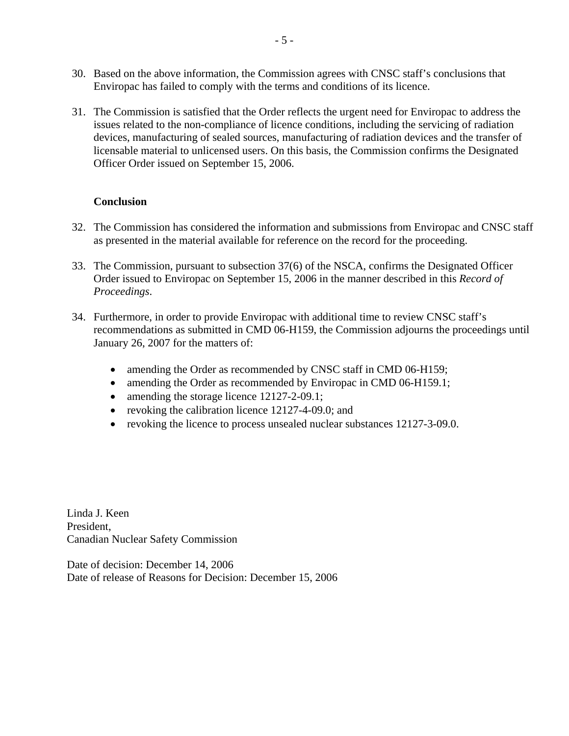30. Based on the above information, the Commission agrees with CNSC staff's conclusions that Enviropac has failed to comply with the terms and conditions of its licence.

31. The Commission is satisfied that the Order reflects the urgent need for Enviropac to address the issues related to the non-compliance of licence conditions, including the servicing of radiation devices, manufacturing of sealed sources, manufacturing of radiation devices and the transfer of licensable material to unlicensed users. On this basis, the Commission confirms the Designated Officer Order issued on September 15, 2006.

**Conclusion**

32. The Commission has considered the information and submissions from Enviropac and CNSC staff as presented in the material available for reference on the record for the proceeding.

33. The Commission, pursuant to subsection 37(6) of the NSCA, confirms the Designated Officer Order issued to Enviropac on September 15, 2006 in the manner described in this *Record of Proceedings*.

34. Furthermore, in order to provide Enviropac with additional time to review CNSC staff's recommendations as submitted in CMD 06-H159, the Commission adjourns the proceedings until January 26, 2007 for the matters of:

    - amending the Order as recommended by CNSC staff in CMD 06-H159;
    - amending the Order as recommended by Enviropac in CMD 06-H159.1;
    - amending the storage licence 12127-2-09.1;
    - revoking the calibration licence 12127-4-09.0; and
    - revoking the licence to process unsealed nuclear substances 12127-3-09.0.

Linda J. Keen
President,
Canadian Nuclear Safety Commission

Date of decision: December 14, 2006
Date of release of Reasons for Decision: December 15, 2006